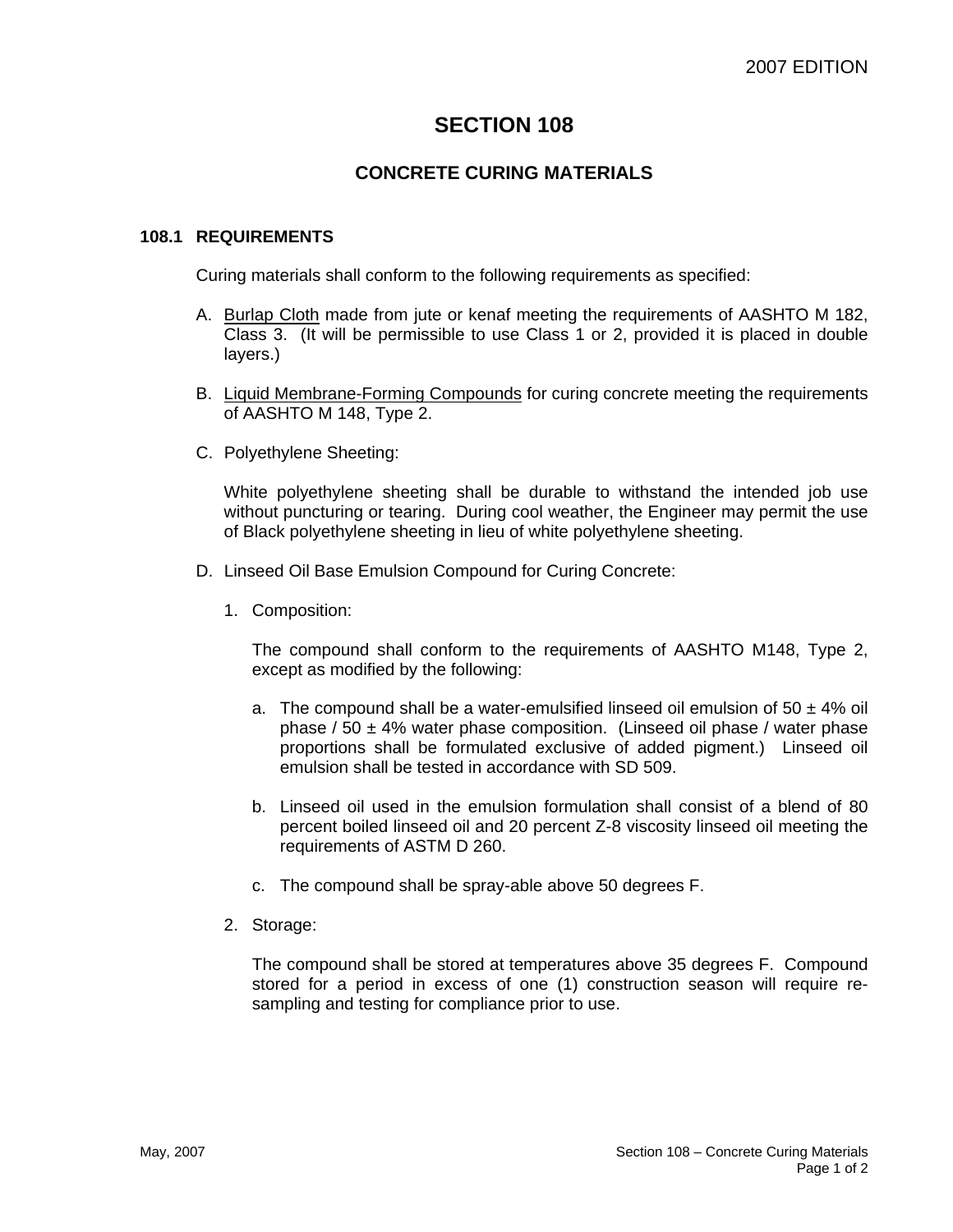2007 EDITION

# SECTION 108

## CONCRETE CURING MATERIALS

### 108.1 REQUIREMENTS

Curing materials shall conform to the following requirements as specified:

A. Burlap Cloth made from jute or kenaf meeting the requirements of AASHTO M 182, Class 3. (It will be permissible to use Class 1 or 2, provided it is placed in double layers.)

B. Liquid Membrane-Forming Compounds for curing concrete meeting the requirements of AASHTO M 148, Type 2.

C. Polyethylene Sheeting:

   White polyethylene sheeting shall be durable to withstand the intended job use without puncturing or tearing. During cool weather, the Engineer may permit the use of Black polyethylene sheeting in lieu of white polyethylene sheeting.

D. Linseed Oil Base Emulsion Compound for Curing Concrete:

   1. Composition:

      The compound shall conform to the requirements of AASHTO M148, Type 2, except as modified by the following:

      a. The compound shall be a water-emulsified linseed oil emulsion of 50 ± 4% oil phase / 50 ± 4% water phase composition. (Linseed oil phase / water phase proportions shall be formulated exclusive of added pigment.) Linseed oil emulsion shall be tested in accordance with SD 509.

      b. Linseed oil used in the emulsion formulation shall consist of a blend of 80 percent boiled linseed oil and 20 percent Z-8 viscosity linseed oil meeting the requirements of ASTM D 260.

      c. The compound shall be spray-able above 50 degrees F.

   2. Storage:

      The compound shall be stored at temperatures above 35 degrees F. Compound stored for a period in excess of one (1) construction season will require re-sampling and testing for compliance prior to use.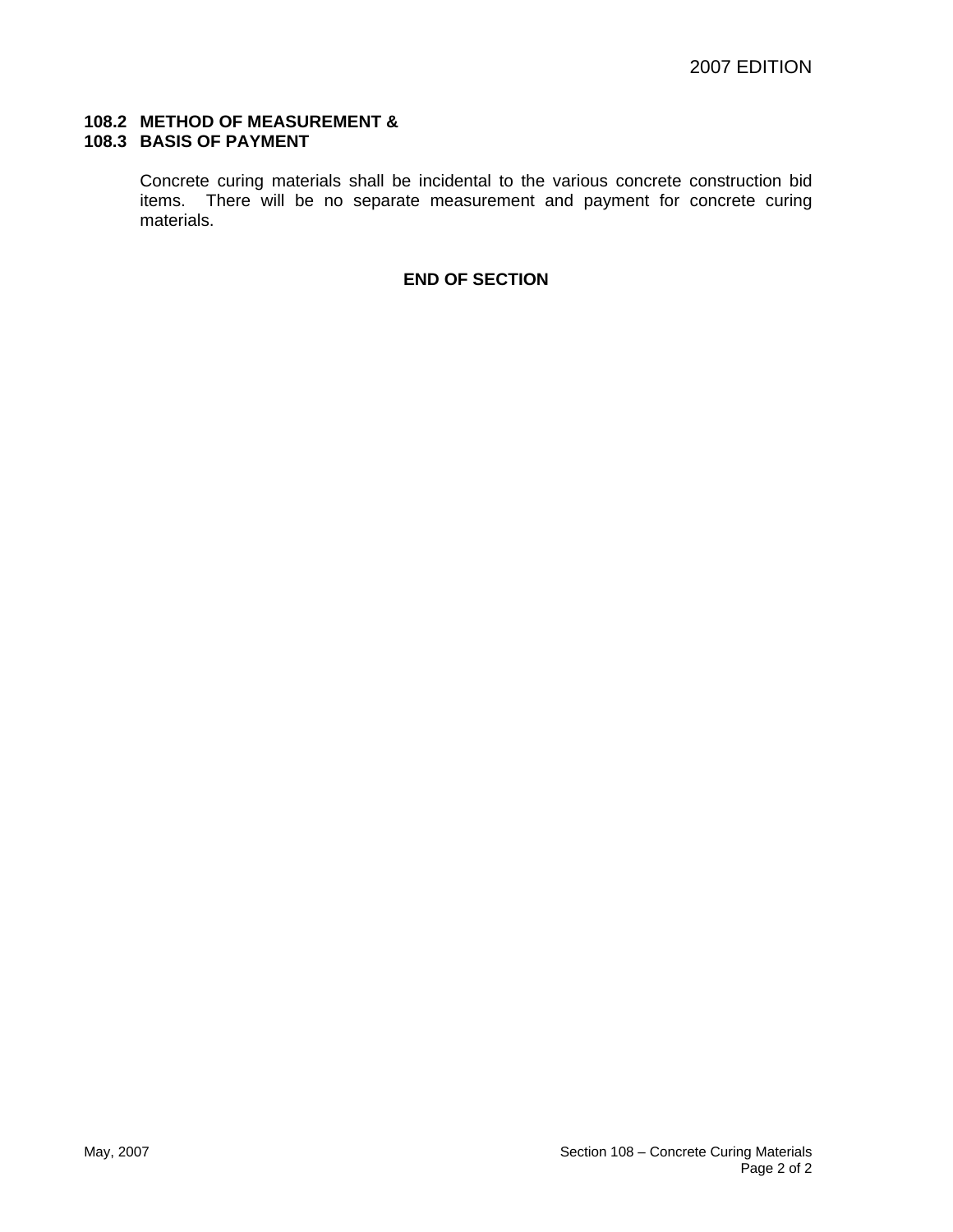## 108.2 METHOD OF MEASUREMENT &
## 108.3 BASIS OF PAYMENT

Concrete curing materials shall be incidental to the various concrete construction bid items. There will be no separate measurement and payment for concrete curing materials.

**END OF SECTION**